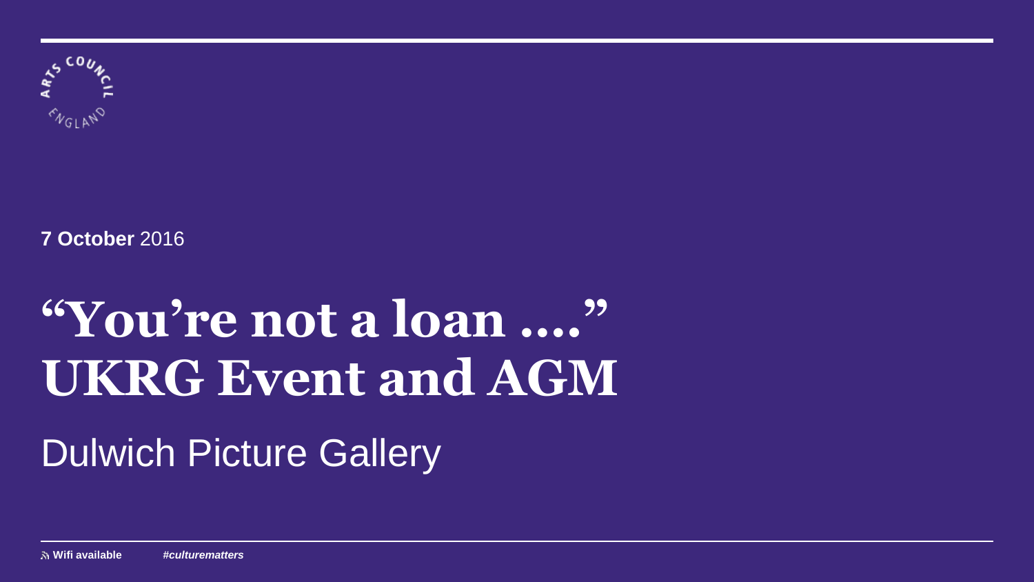**7 October** 2016

# "You're not a loan …." UKRG Event and AGM

Dulwich Picture Gallery

**Wifi available** ***#culturematters***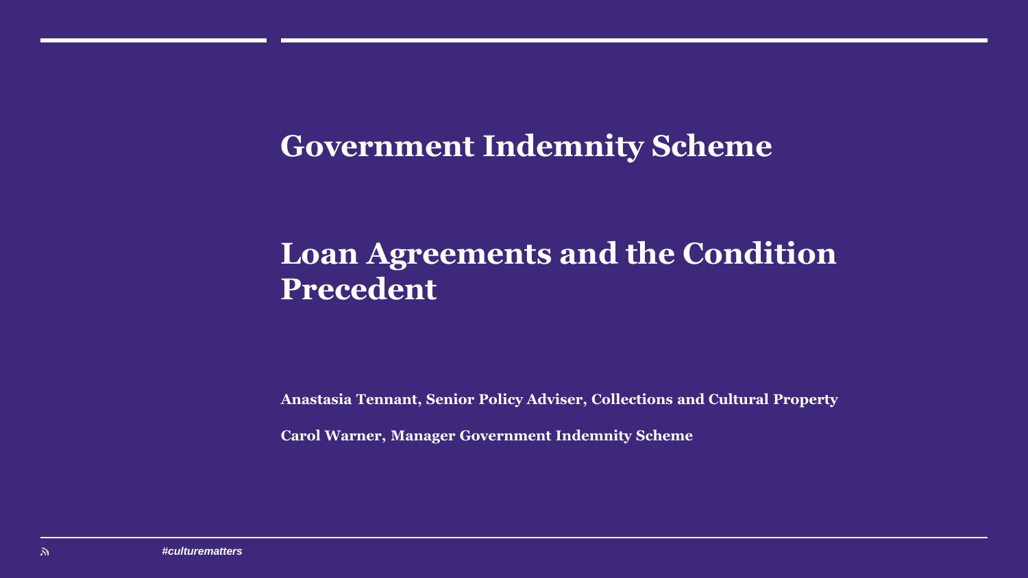# Government Indemnity Scheme

## Loan Agreements and the Condition Precedent

**Anastasia Tennant, Senior Policy Adviser, Collections and Cultural Property**

**Carol Warner, Manager Government Indemnity Scheme**

*#culturematters*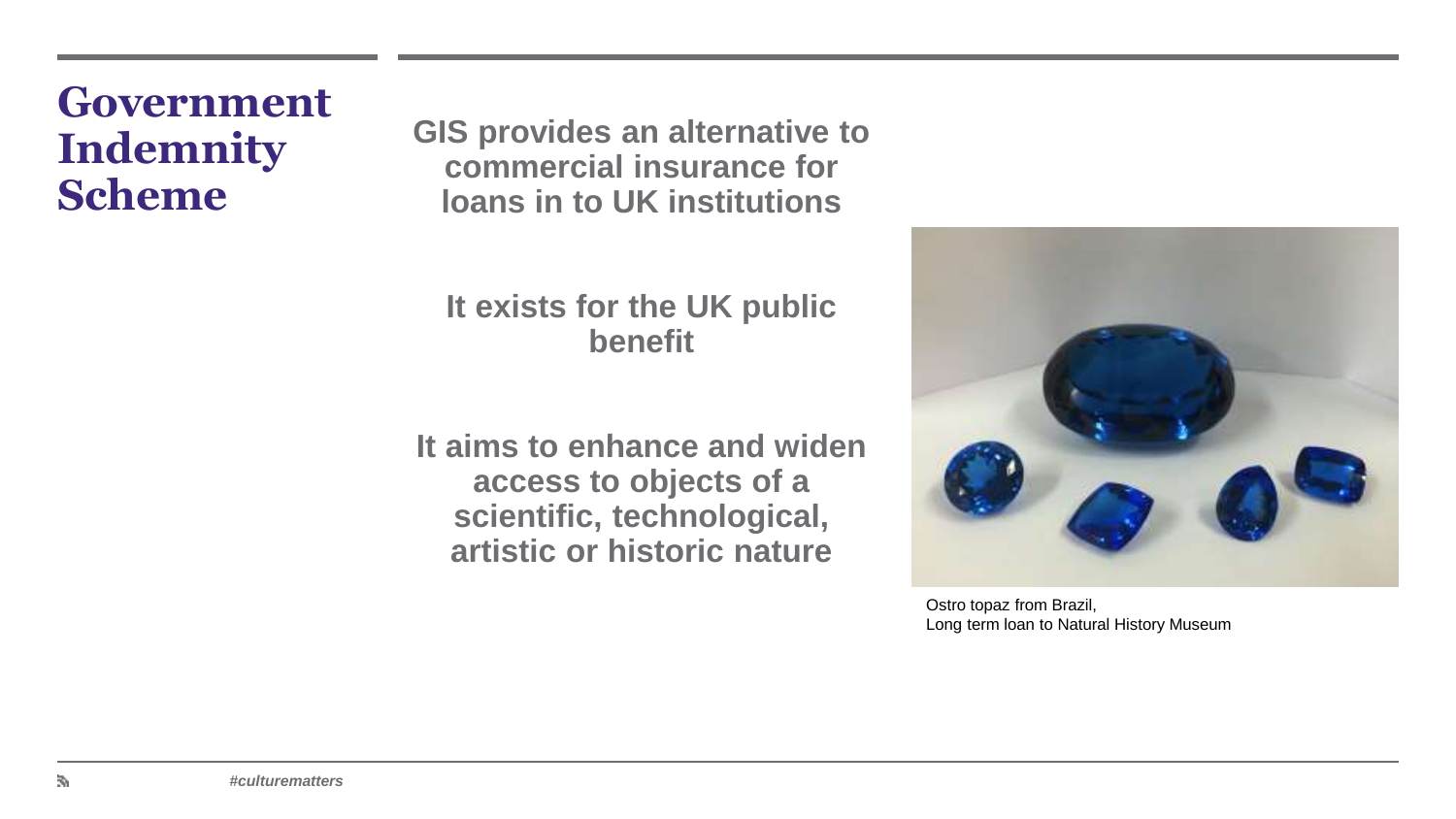# Government Indemnity Scheme

**GIS provides an alternative to commercial insurance for loans in to UK institutions**

**It exists for the UK public benefit**

**It aims to enhance and widen access to objects of a scientific, technological, artistic or historic nature**

Ostro topaz from Brazil,
Long term loan to Natural History Museum

*#culturematters*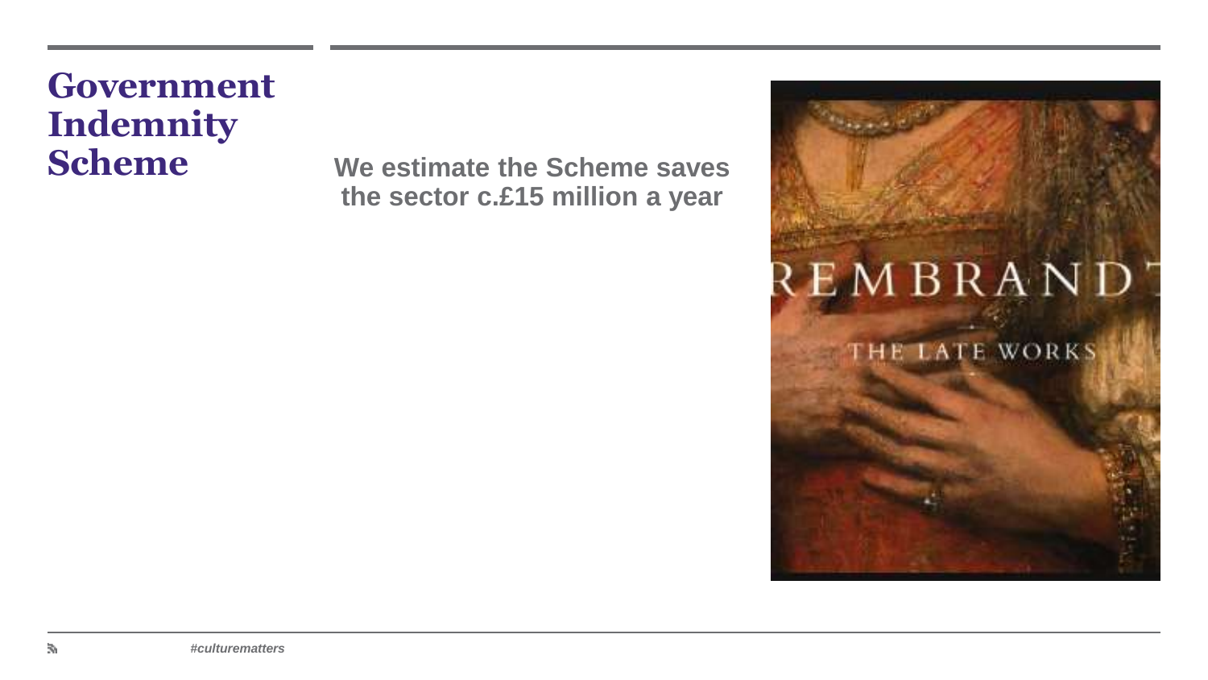# Government Indemnity Scheme

**We estimate the Scheme saves the sector c.£15 million a year**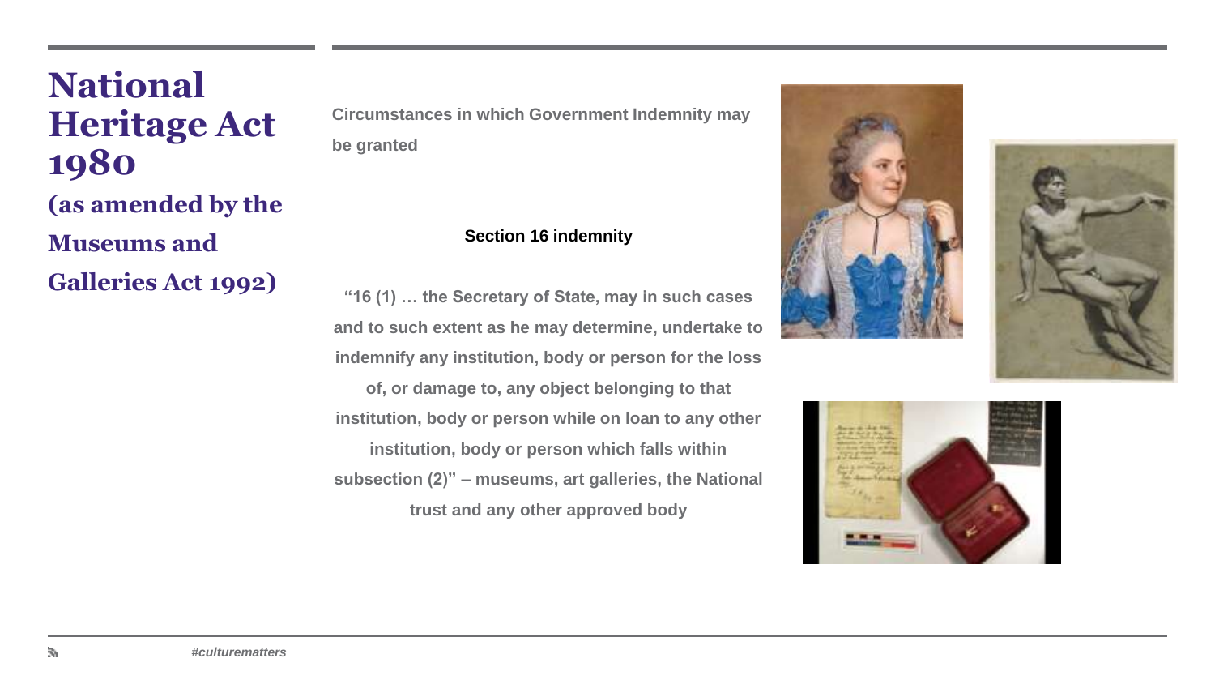# National Heritage Act 1980

## (as amended by the Museums and Galleries Act 1992)

**Circumstances in which Government Indemnity may be granted**

**Section 16 indemnity**

**"16 (1) … the Secretary of State, may in such cases and to such extent as he may determine, undertake to indemnify any institution, body or person for the loss of, or damage to, any object belonging to that institution, body or person while on loan to any other institution, body or person which falls within subsection (2)" – museums, art galleries, the National trust and any other approved body**

*#culturematters*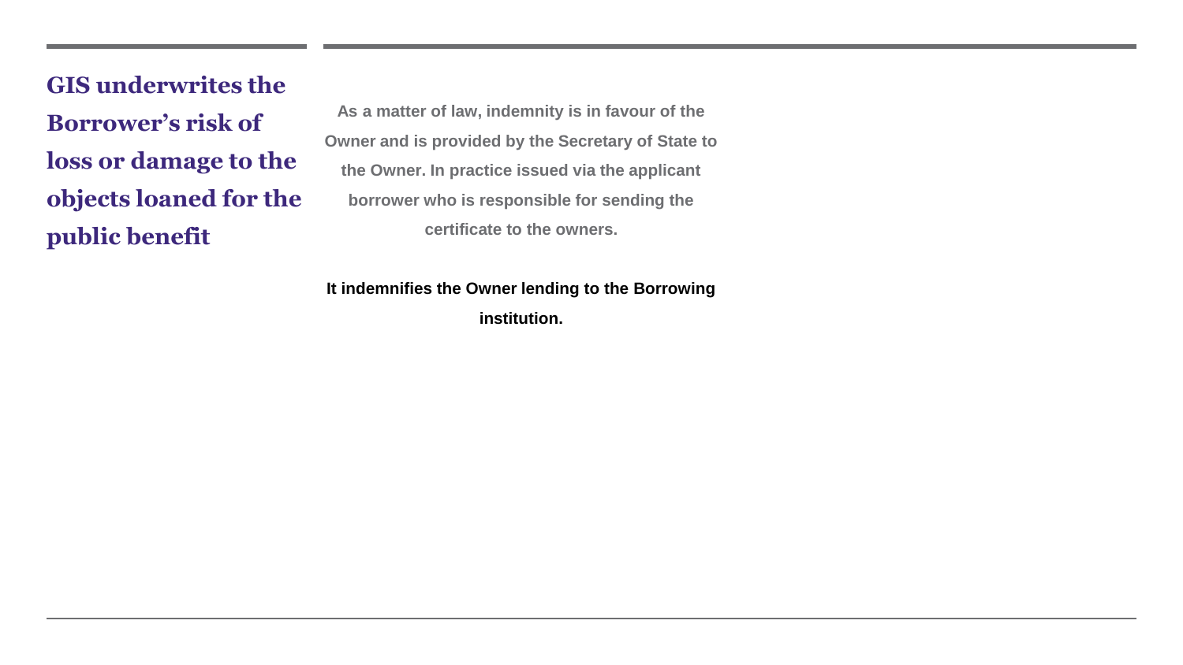## GIS underwrites the Borrower's risk of loss or damage to the objects loaned for the public benefit

**As a matter of law, indemnity is in favour of the Owner and is provided by the Secretary of State to the Owner. In practice issued via the applicant borrower who is responsible for sending the certificate to the owners.**

**It indemnifies the Owner lending to the Borrowing institution.**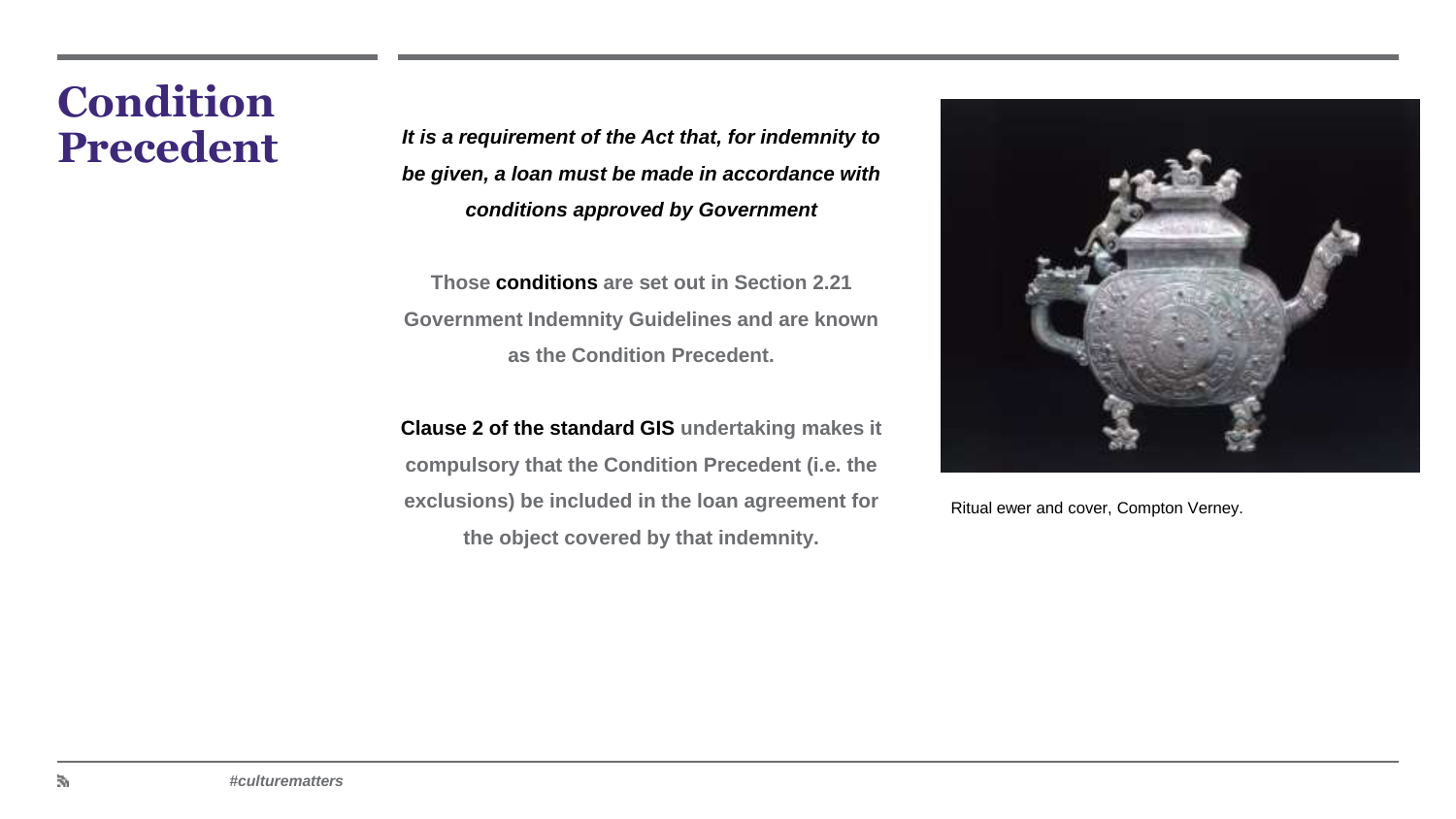# Condition Precedent

***It is a requirement of the Act that, for indemnity to be given, a loan must be made in accordance with conditions approved by Government***

**Those conditions are set out in Section 2.21 Government Indemnity Guidelines and are known as the Condition Precedent.**

**Clause 2 of the standard GIS undertaking makes it compulsory that the Condition Precedent (i.e. the exclusions) be included in the loan agreement for the object covered by that indemnity.**

Ritual ewer and cover, Compton Verney.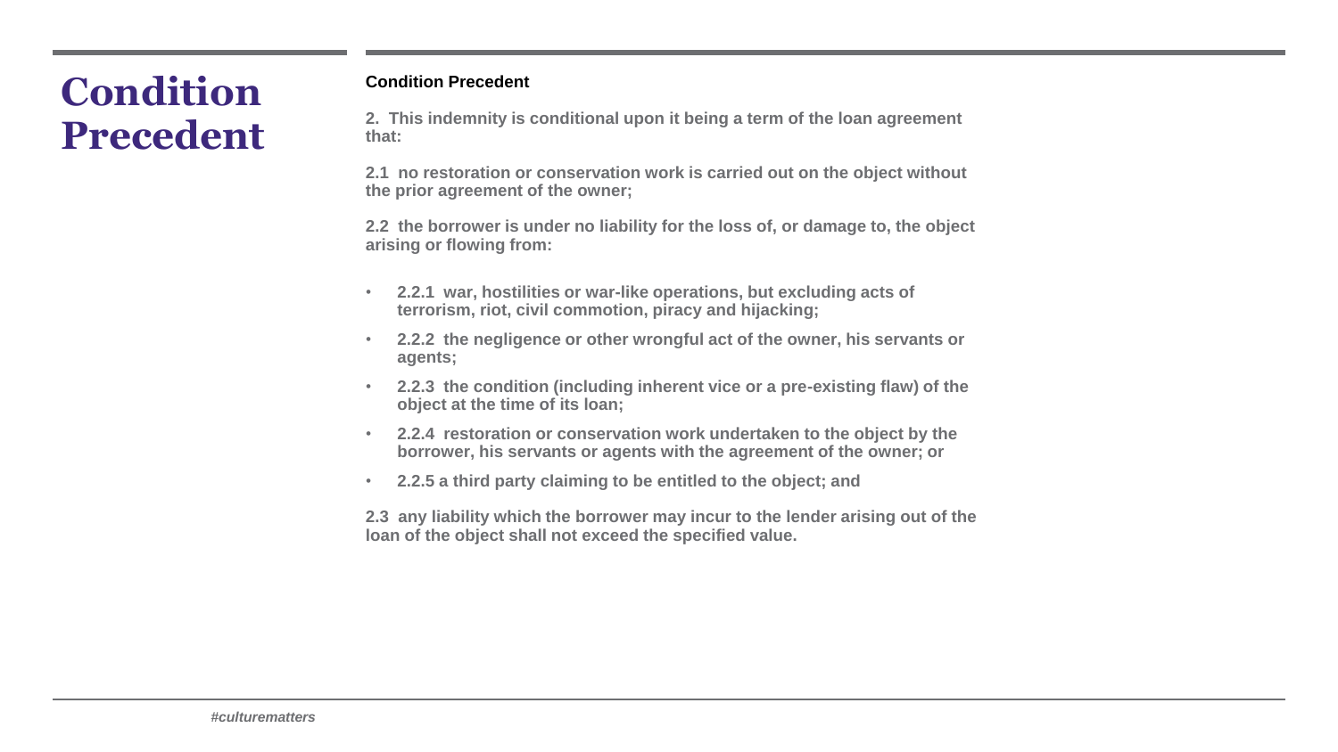# Condition Precedent

**Condition Precedent**

**2. This indemnity is conditional upon it being a term of the loan agreement that:**

**2.1 no restoration or conservation work is carried out on the object without the prior agreement of the owner;**

**2.2 the borrower is under no liability for the loss of, or damage to, the object arising or flowing from:**

- **2.2.1 war, hostilities or war-like operations, but excluding acts of terrorism, riot, civil commotion, piracy and hijacking;**
- **2.2.2 the negligence or other wrongful act of the owner, his servants or agents;**
- **2.2.3 the condition (including inherent vice or a pre-existing flaw) of the object at the time of its loan;**
- **2.2.4 restoration or conservation work undertaken to the object by the borrower, his servants or agents with the agreement of the owner; or**
- **2.2.5 a third party claiming to be entitled to the object; and**

**2.3 any liability which the borrower may incur to the lender arising out of the loan of the object shall not exceed the specified value.**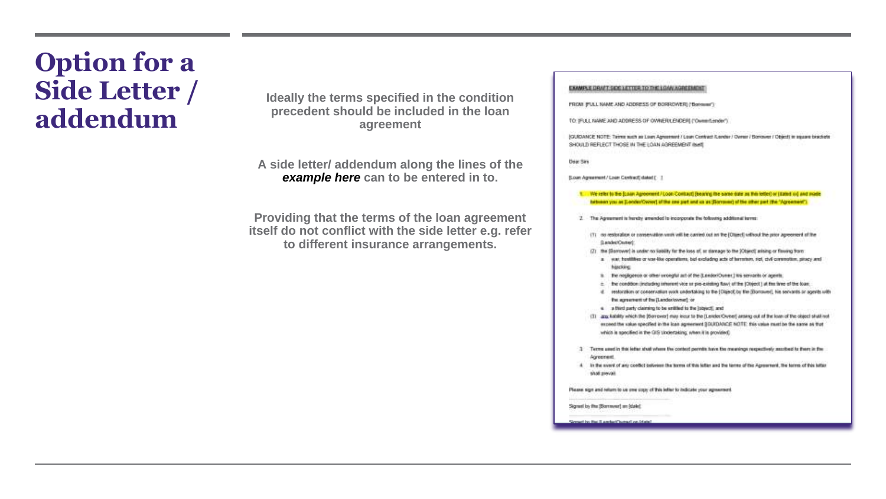# Option for a Side Letter / addendum

**Ideally the terms specified in the condition precedent should be included in the loan agreement**

**A side letter/ addendum along the lines of the *example here* can to be entered in to.**

**Providing that the terms of the loan agreement itself do not conflict with the side letter e.g. refer to different insurance arrangements.**

EXAMPLE DRAFT SIDE LETTER TO THE LOAN AGREEMENT

FROM: [FULL NAME AND ADDRESS OF BORROWER] ("Borrower")

TO: [FULL NAME AND ADDRESS OF OWNER/LENDER] ("Owner/Lender")

[GUIDANCE NOTE: Terms such as Loan Agreement / Loan Contract /Lender / Owner / Borrower / Object] in square brackets SHOULD REFLECT THOSE IN THE LOAN AGREEMENT itself]

Dear Sirs

[Loan Agreement / Loan Contract] dated [ ]

1. We refer to the [Loan Agreement / Loan Contract] [bearing the same date as this letter] or [dated xx] and made between you as [Lender/Owner] of the one part and us as [Borrower] of the other part (the "Agreement").

2. The Agreement is hereby amended to incorporate the following additional terms:

   (1) no restoration or conservation work will be carried out on the [Object] without the prior agreement of the [Lender/Owner];

   (2) the [Borrower] is under no liability for the loss of, or damage to the [Object] arising or flowing from:

      a. war, hostilities or war-like operations, but excluding acts of terrorism, riot, civil commotion, piracy and hijacking;

      b. the negligence or other wrongful act of the [Lender/Owner,] his servants or agents;

      c. the condition (including inherent vice or pre-existing flaw) of the [Object] at the time of the loan;

      d. restoration or conservation work undertaking to the [Object] by the [Borrower], his servants or agents with the agreement of the [Lender/owner]; or

      e. a third party claiming to be entitled to the [object]; and

   (3) any liability which the [Borrower] may incur to the [Lender/Owner] arising out of the loan of the object shall not exceed the value specified in the loan agreement [GUIDANCE NOTE: this value must be the same as that which is specified in the GIS Undertaking, when it is provided].

3. Terms used in this letter shall where the context permits have the meanings respectively ascribed to them in the Agreement.

4. In the event of any conflict between the terms of this letter and the terms of the Agreement, the terms of this letter shall prevail.

Please sign and return to us one copy of this letter to indicate your agreement.

Signed by the [Borrower] on [date]

Signed by the [Lender/Owner] on [date]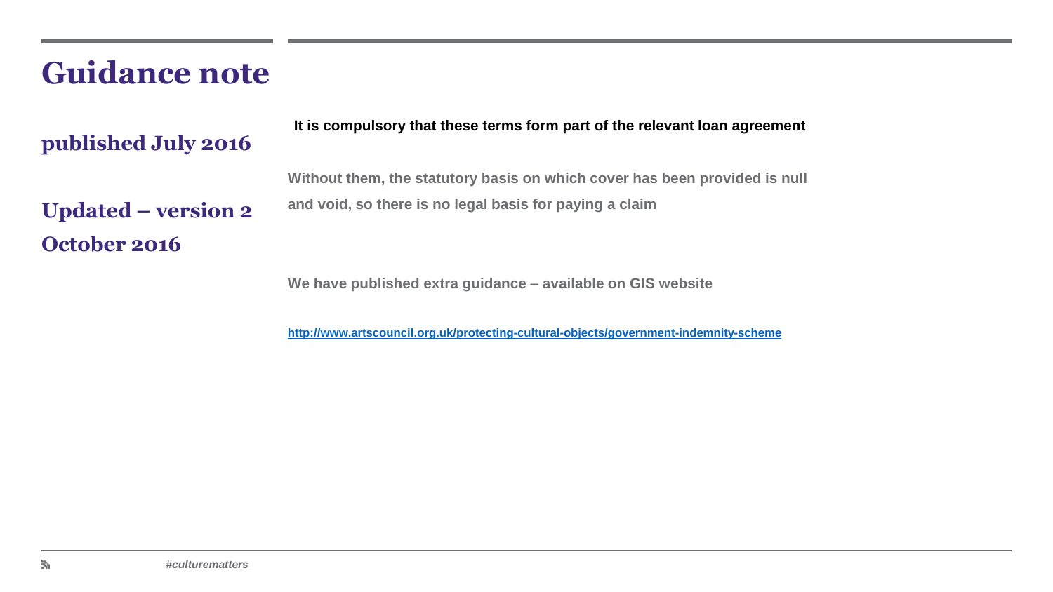# Guidance note

**published July 2016**

**Updated – version 2 October 2016**

**It is compulsory that these terms form part of the relevant loan agreement**

**Without them, the statutory basis on which cover has been provided is null and void, so there is no legal basis for paying a claim**

**We have published extra guidance – available on GIS website**

**http://www.artscouncil.org.uk/protecting-cultural-objects/government-indemnity-scheme**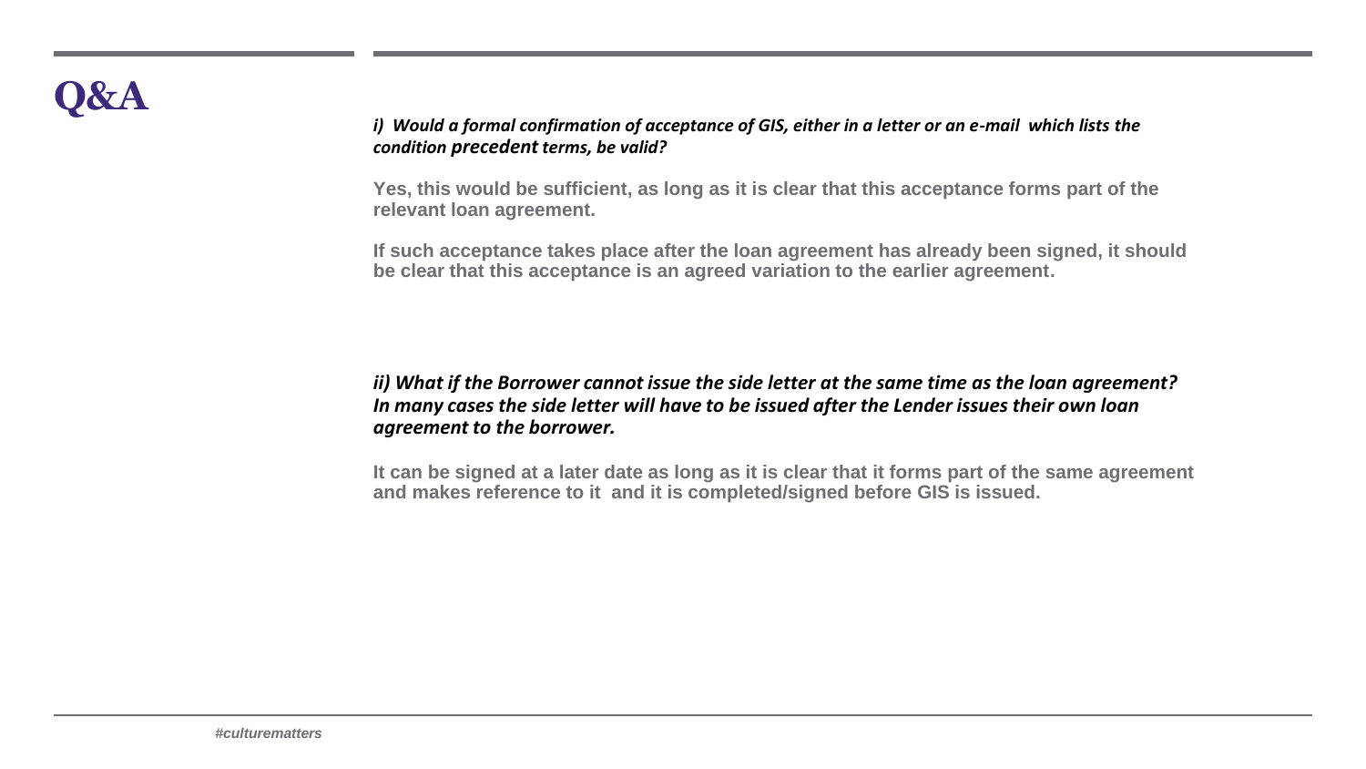# Q&A

*i) Would a formal confirmation of acceptance of GIS, either in a letter or an e-mail which lists the condition precedent terms, be valid?*

**Yes, this would be sufficient, as long as it is clear that this acceptance forms part of the relevant loan agreement.**

**If such acceptance takes place after the loan agreement has already been signed, it should be clear that this acceptance is an agreed variation to the earlier agreement.**

***ii) What if the Borrower cannot issue the side letter at the same time as the loan agreement? In many cases the side letter will have to be issued after the Lender issues their own loan agreement to the borrower.***

**It can be signed at a later date as long as it is clear that it forms part of the same agreement and makes reference to it and it is completed/signed before GIS is issued.**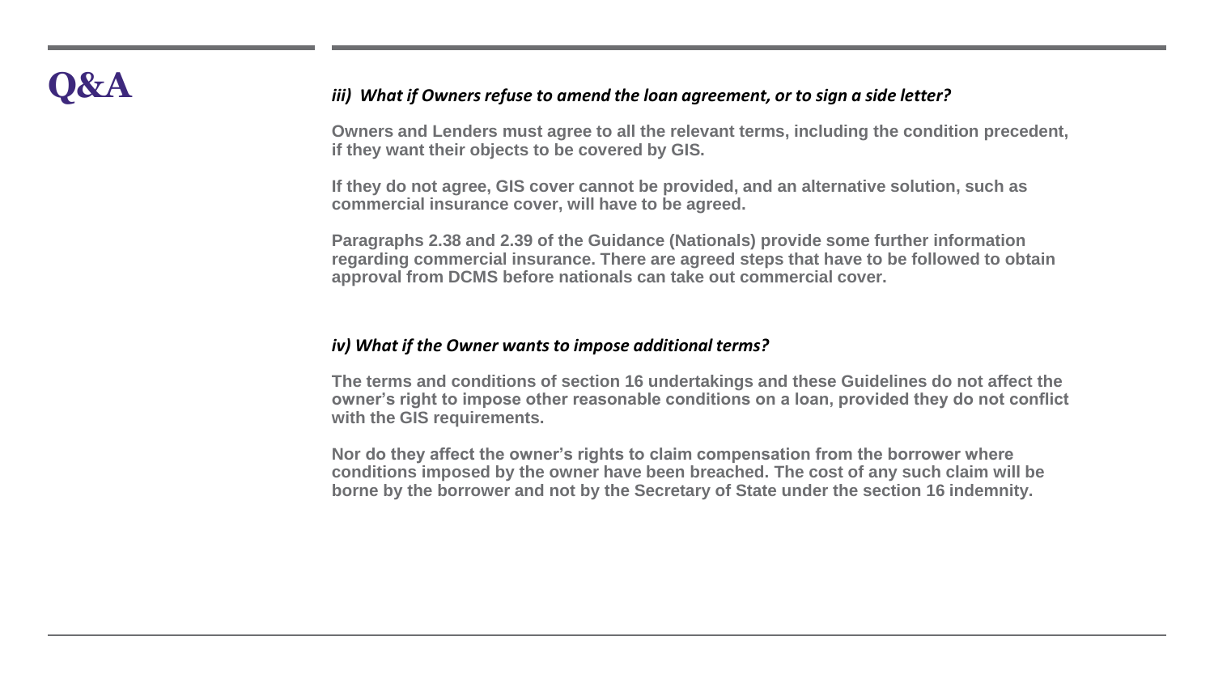# Q&A

### *iii) What if Owners refuse to amend the loan agreement, or to sign a side letter?*

**Owners and Lenders must agree to all the relevant terms, including the condition precedent, if they want their objects to be covered by GIS.**

**If they do not agree, GIS cover cannot be provided, and an alternative solution, such as commercial insurance cover, will have to be agreed.**

**Paragraphs 2.38 and 2.39 of the Guidance (Nationals) provide some further information regarding commercial insurance. There are agreed steps that have to be followed to obtain approval from DCMS before nationals can take out commercial cover.**

### *iv) What if the Owner wants to impose additional terms?*

**The terms and conditions of section 16 undertakings and these Guidelines do not affect the owner's right to impose other reasonable conditions on a loan, provided they do not conflict with the GIS requirements.**

**Nor do they affect the owner's rights to claim compensation from the borrower where conditions imposed by the owner have been breached. The cost of any such claim will be borne by the borrower and not by the Secretary of State under the section 16 indemnity.**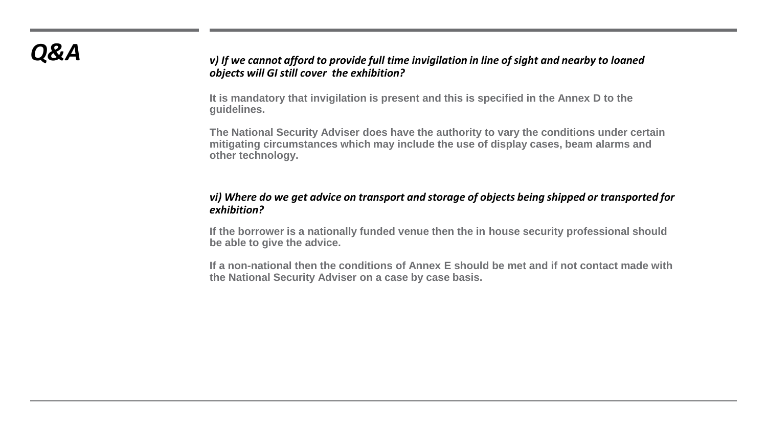# *Q&A*

***v) If we cannot afford to provide full time invigilation in line of sight and nearby to loaned objects will GI still cover the exhibition?***

**It is mandatory that invigilation is present and this is specified in the Annex D to the guidelines.**

**The National Security Adviser does have the authority to vary the conditions under certain mitigating circumstances which may include the use of display cases, beam alarms and other technology.**

***vi) Where do we get advice on transport and storage of objects being shipped or transported for exhibition?***

**If the borrower is a nationally funded venue then the in house security professional should be able to give the advice.**

**If a non-national then the conditions of Annex E should be met and if not contact made with the National Security Adviser on a case by case basis.**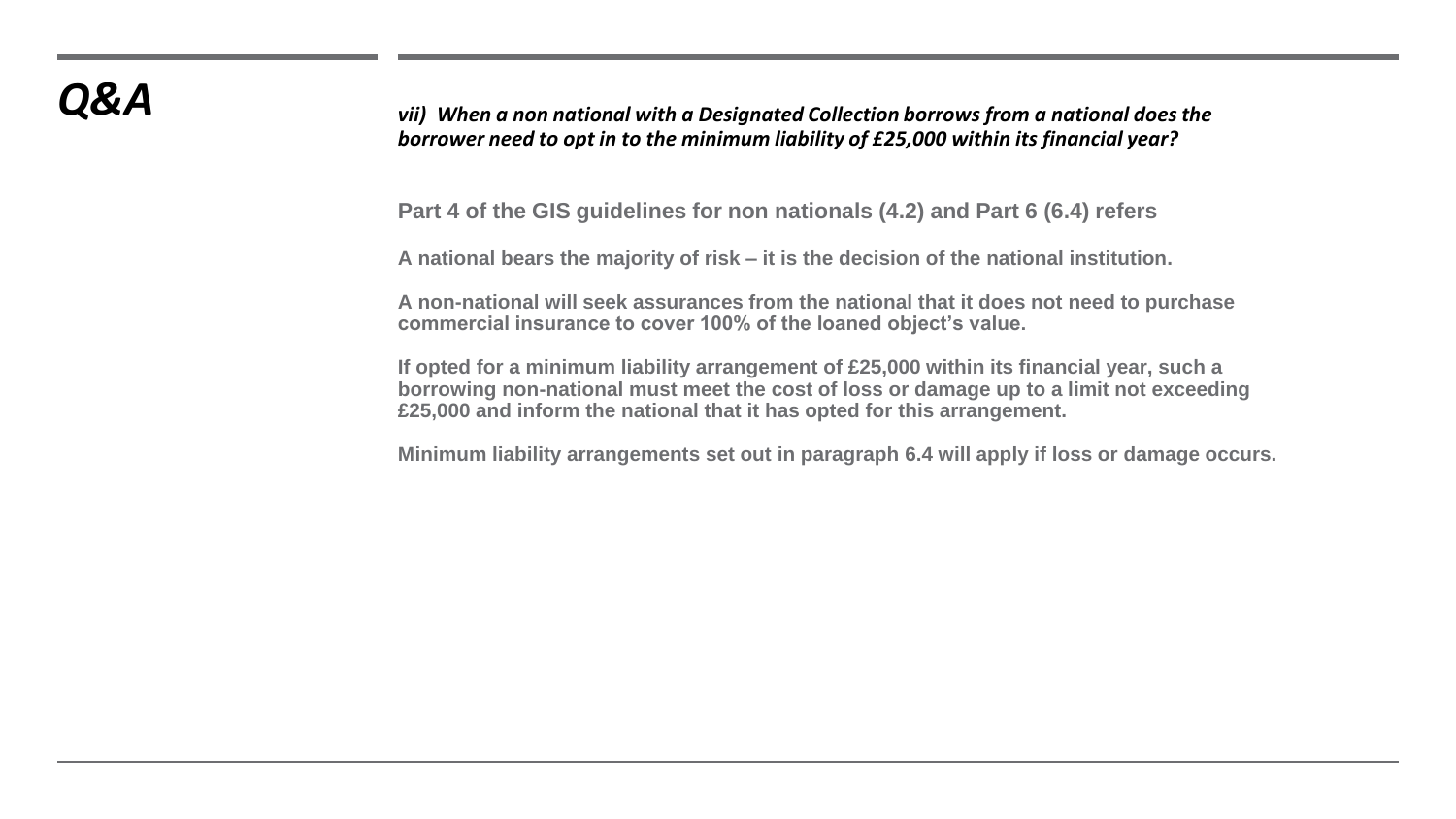# *Q&A*

***vii) When a non national with a Designated Collection borrows from a national does the borrower need to opt in to the minimum liability of £25,000 within its financial year?***

**Part 4 of the GIS guidelines for non nationals (4.2) and Part 6 (6.4) refers**

**A national bears the majority of risk – it is the decision of the national institution.**

**A non-national will seek assurances from the national that it does not need to purchase commercial insurance to cover 100% of the loaned object's value.**

**If opted for a minimum liability arrangement of £25,000 within its financial year, such a borrowing non-national must meet the cost of loss or damage up to a limit not exceeding £25,000 and inform the national that it has opted for this arrangement.**

**Minimum liability arrangements set out in paragraph 6.4 will apply if loss or damage occurs.**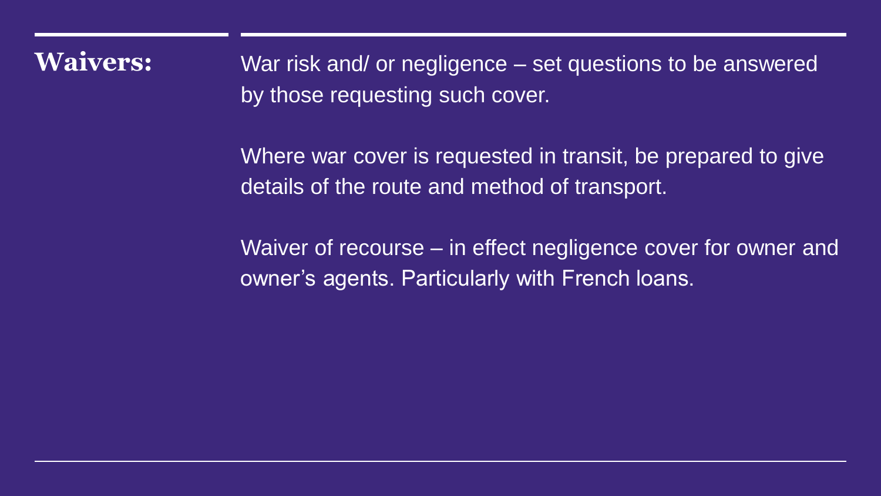## Waivers:

War risk and/ or negligence – set questions to be answered by those requesting such cover.

Where war cover is requested in transit, be prepared to give details of the route and method of transport.

Waiver of recourse – in effect negligence cover for owner and owner's agents. Particularly with French loans.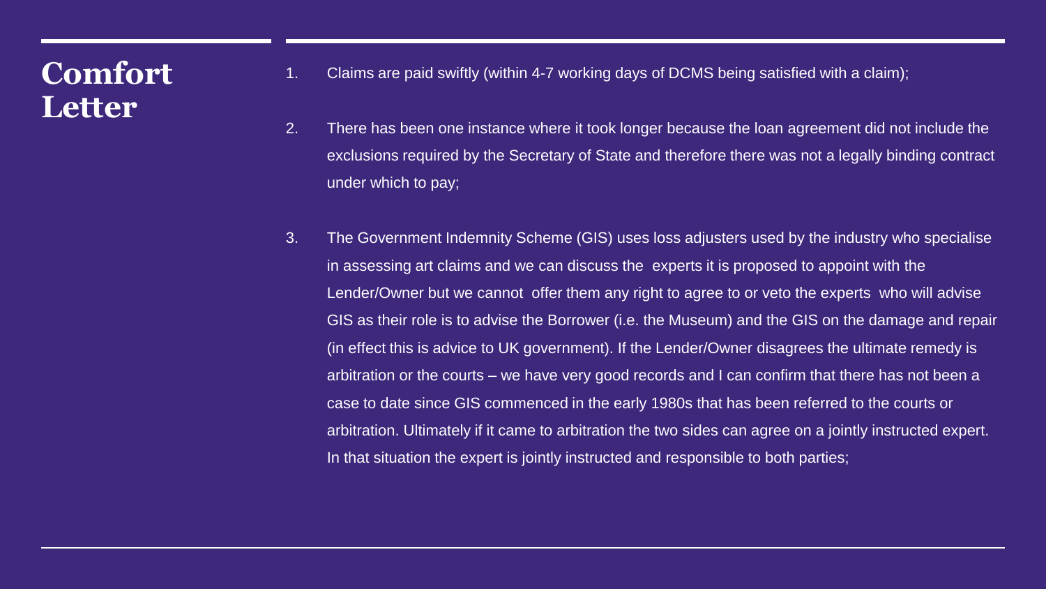# Comfort Letter

1. Claims are paid swiftly (within 4-7 working days of DCMS being satisfied with a claim);

2. There has been one instance where it took longer because the loan agreement did not include the exclusions required by the Secretary of State and therefore there was not a legally binding contract under which to pay;

3. The Government Indemnity Scheme (GIS) uses loss adjusters used by the industry who specialise in assessing art claims and we can discuss the experts it is proposed to appoint with the Lender/Owner but we cannot offer them any right to agree to or veto the experts who will advise GIS as their role is to advise the Borrower (i.e. the Museum) and the GIS on the damage and repair (in effect this is advice to UK government). If the Lender/Owner disagrees the ultimate remedy is arbitration or the courts – we have very good records and I can confirm that there has not been a case to date since GIS commenced in the early 1980s that has been referred to the courts or arbitration. Ultimately if it came to arbitration the two sides can agree on a jointly instructed expert. In that situation the expert is jointly instructed and responsible to both parties;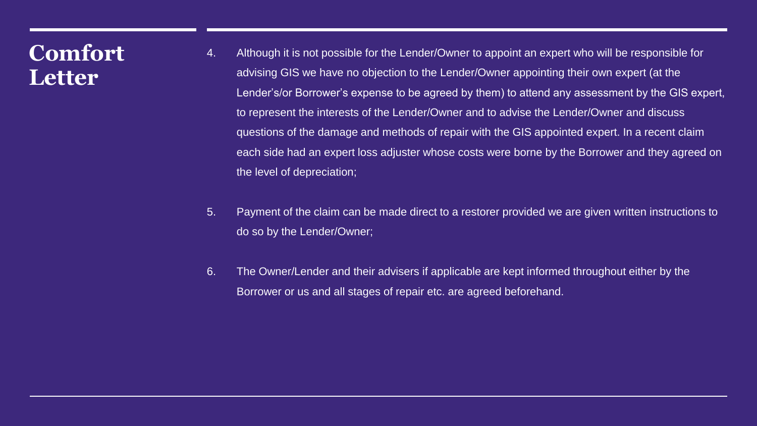# Comfort Letter

4. Although it is not possible for the Lender/Owner to appoint an expert who will be responsible for advising GIS we have no objection to the Lender/Owner appointing their own expert (at the Lender's/or Borrower's expense to be agreed by them) to attend any assessment by the GIS expert, to represent the interests of the Lender/Owner and to advise the Lender/Owner and discuss questions of the damage and methods of repair with the GIS appointed expert. In a recent claim each side had an expert loss adjuster whose costs were borne by the Borrower and they agreed on the level of depreciation;

5. Payment of the claim can be made direct to a restorer provided we are given written instructions to do so by the Lender/Owner;

6. The Owner/Lender and their advisers if applicable are kept informed throughout either by the Borrower or us and all stages of repair etc. are agreed beforehand.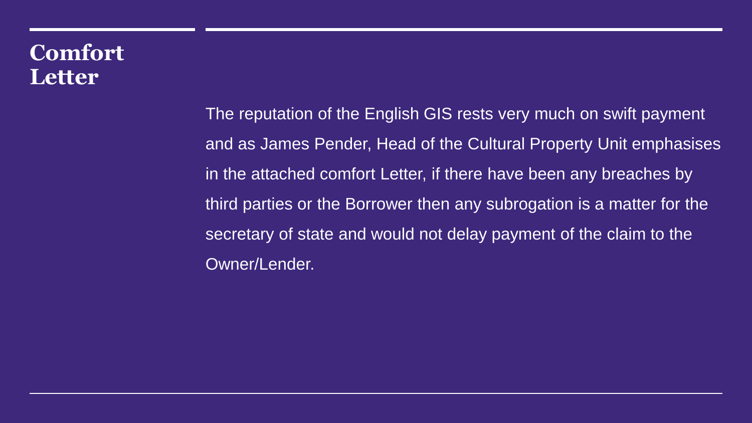# Comfort Letter

The reputation of the English GIS rests very much on swift payment and as James Pender, Head of the Cultural Property Unit emphasises in the attached comfort Letter, if there have been any breaches by third parties or the Borrower then any subrogation is a matter for the secretary of state and would not delay payment of the claim to the Owner/Lender.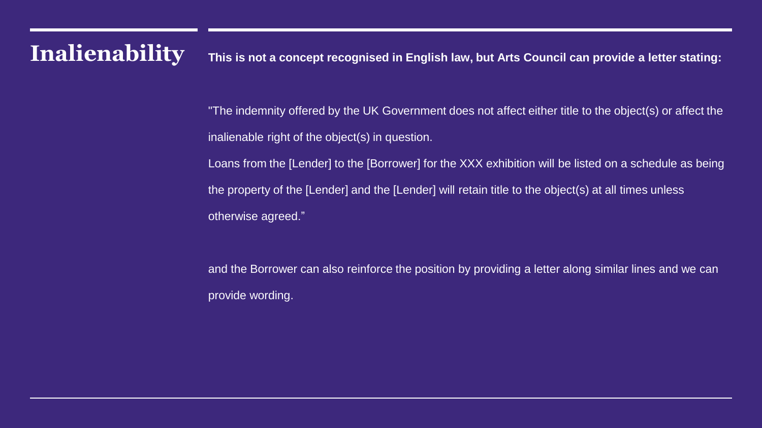# Inalienability

**This is not a concept recognised in English law, but Arts Council can provide a letter stating:**

"The indemnity offered by the UK Government does not affect either title to the object(s) or affect the inalienable right of the object(s) in question.

Loans from the [Lender] to the [Borrower] for the XXX exhibition will be listed on a schedule as being the property of the [Lender] and the [Lender] will retain title to the object(s) at all times unless otherwise agreed."

and the Borrower can also reinforce the position by providing a letter along similar lines and we can provide wording.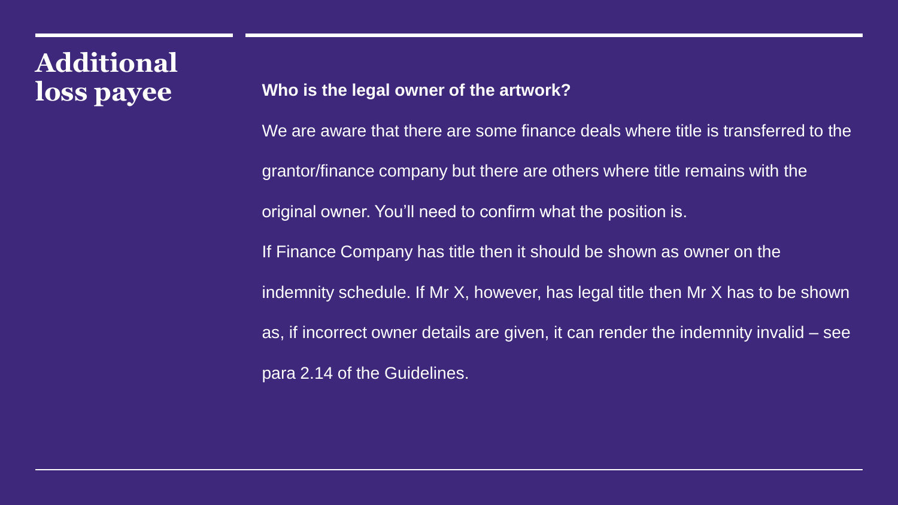# Additional loss payee

**Who is the legal owner of the artwork?**

We are aware that there are some finance deals where title is transferred to the grantor/finance company but there are others where title remains with the original owner. You'll need to confirm what the position is.

If Finance Company has title then it should be shown as owner on the indemnity schedule. If Mr X, however, has legal title then Mr X has to be shown as, if incorrect owner details are given, it can render the indemnity invalid – see para 2.14 of the Guidelines.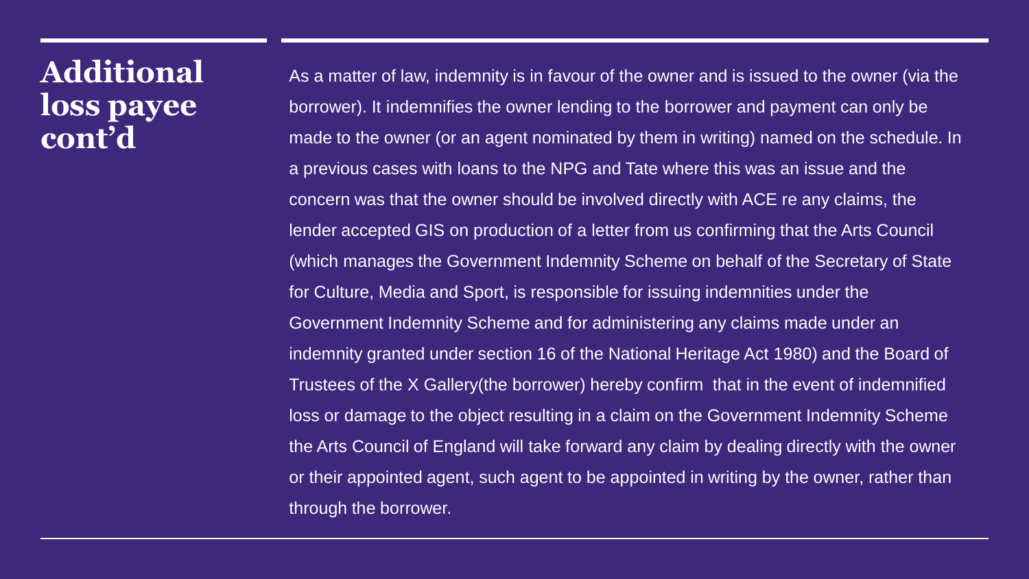# Additional loss payee cont'd

As a matter of law, indemnity is in favour of the owner and is issued to the owner (via the borrower). It indemnifies the owner lending to the borrower and payment can only be made to the owner (or an agent nominated by them in writing) named on the schedule. In a previous cases with loans to the NPG and Tate where this was an issue and the concern was that the owner should be involved directly with ACE re any claims, the lender accepted GIS on production of a letter from us confirming that the Arts Council (which manages the Government Indemnity Scheme on behalf of the Secretary of State for Culture, Media and Sport, is responsible for issuing indemnities under the Government Indemnity Scheme and for administering any claims made under an indemnity granted under section 16 of the National Heritage Act 1980) and the Board of Trustees of the X Gallery(the borrower) hereby confirm that in the event of indemnified loss or damage to the object resulting in a claim on the Government Indemnity Scheme the Arts Council of England will take forward any claim by dealing directly with the owner or their appointed agent, such agent to be appointed in writing by the owner, rather than through the borrower.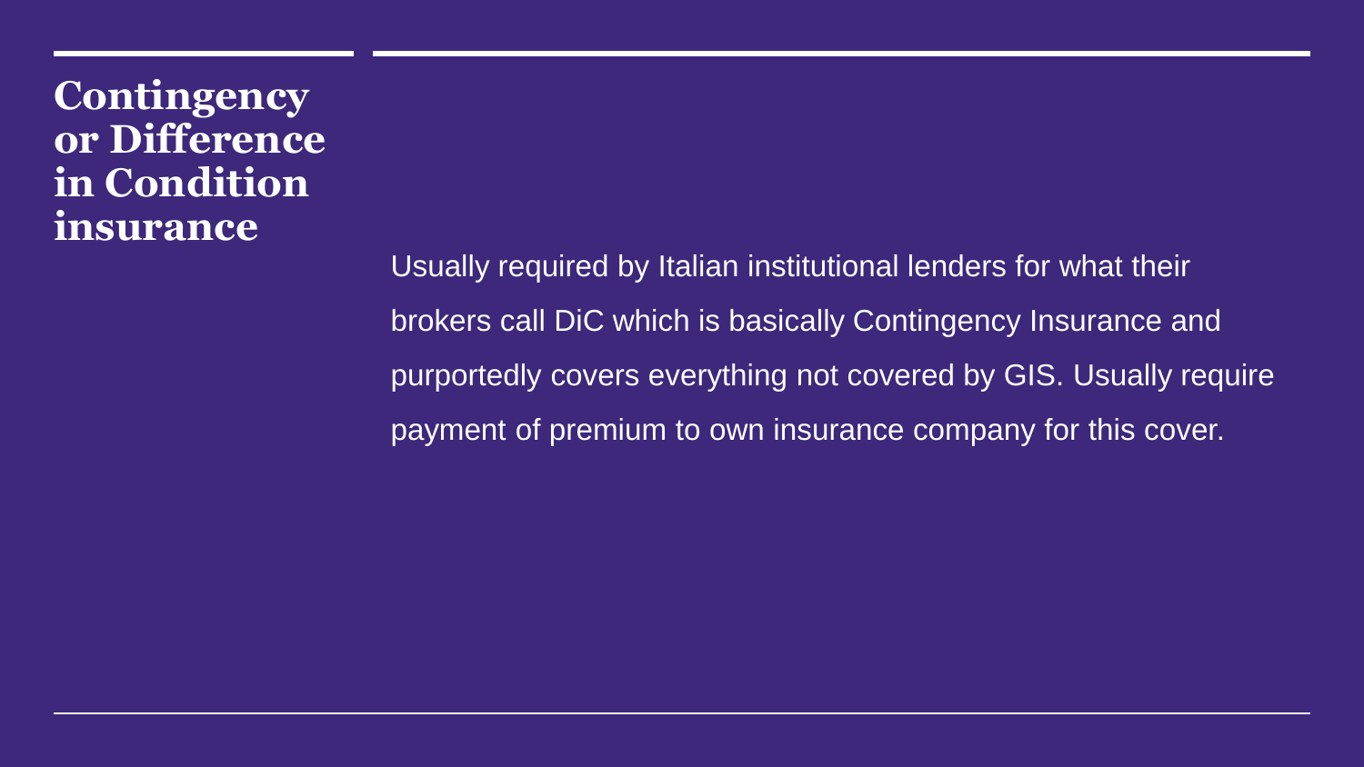# Contingency or Difference in Condition insurance

Usually required by Italian institutional lenders for what their brokers call DiC which is basically Contingency Insurance and purportedly covers everything not covered by GIS. Usually require payment of premium to own insurance company for this cover.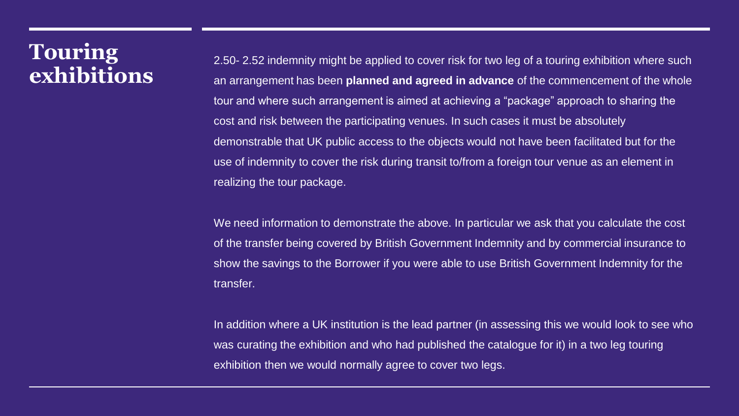# Touring exhibitions

2.50- 2.52 indemnity might be applied to cover risk for two leg of a touring exhibition where such an arrangement has been **planned and agreed in advance** of the commencement of the whole tour and where such arrangement is aimed at achieving a "package" approach to sharing the cost and risk between the participating venues. In such cases it must be absolutely demonstrable that UK public access to the objects would not have been facilitated but for the use of indemnity to cover the risk during transit to/from a foreign tour venue as an element in realizing the tour package.

We need information to demonstrate the above. In particular we ask that you calculate the cost of the transfer being covered by British Government Indemnity and by commercial insurance to show the savings to the Borrower if you were able to use British Government Indemnity for the transfer.

In addition where a UK institution is the lead partner (in assessing this we would look to see who was curating the exhibition and who had published the catalogue for it) in a two leg touring exhibition then we would normally agree to cover two legs.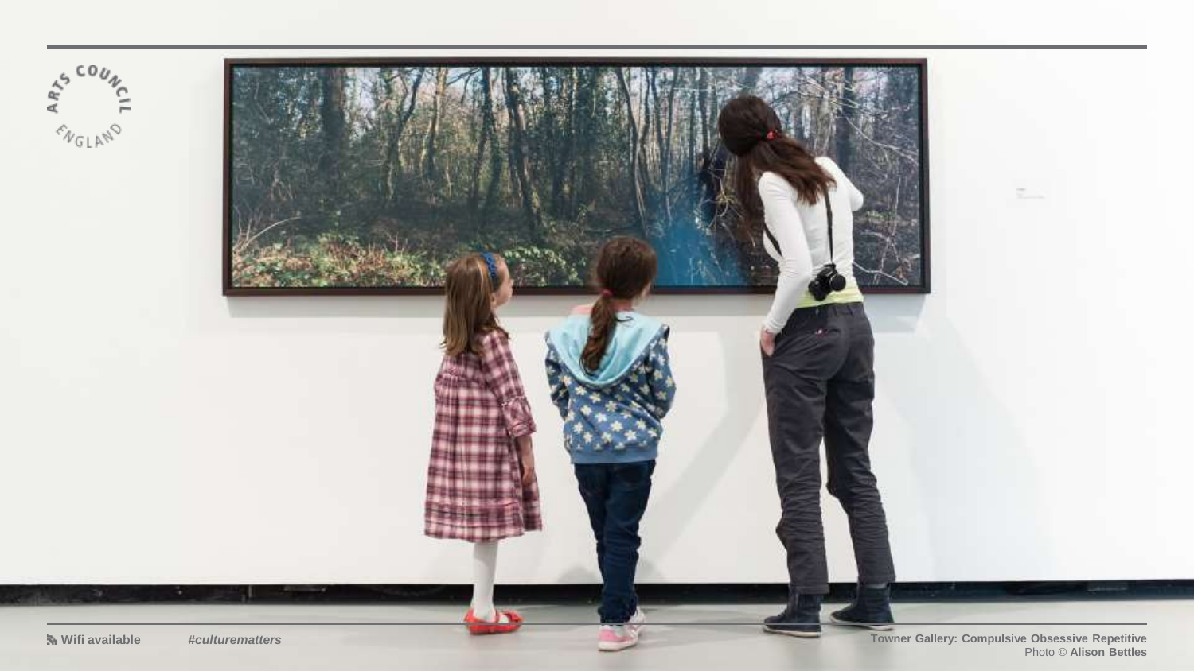Wifi available

*#culturematters*

**Towner Gallery: Compulsive Obsessive Repetitive**
Photo © **Alison Bettles**